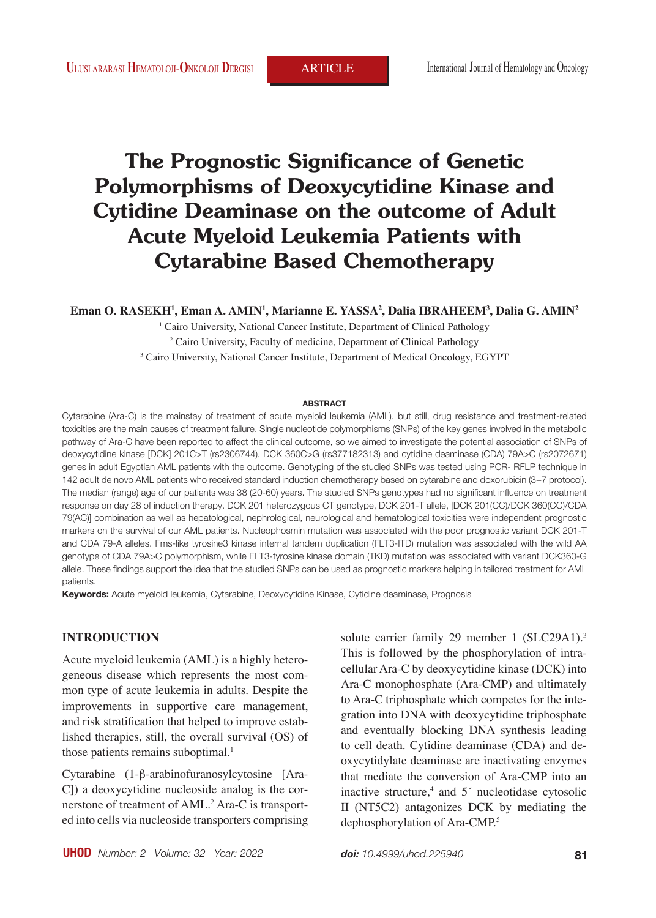# The Prognostic Significance of Genetic Polymorphisms of Deoxycytidine Kinase and Cytidine Deaminase on the outcome of Adult Acute Myeloid Leukemia Patients with Cytarabine Based Chemotherapy

**Eman O. RASEKH[1], Eman A. AMIN[1], Marianne E. YASSA[2], Dalia IBRAHEEM[3], Dalia G. AMIN[2]**

[1] Cairo University, National Cancer Institute, Department of Clinical Pathology

[2] Cairo University, Faculty of medicine, Department of Clinical Pathology

[3] Cairo University, National Cancer Institute, Department of Medical Oncology, EGYPT

## ABSTRACT

Cytarabine (Ara-C) is the mainstay of treatment of acute myeloid leukemia (AML), but still, drug resistance and treatment-related toxicities are the main causes of treatment failure. Single nucleotide polymorphisms (SNPs) of the key genes involved in the metabolic pathway of Ara-C have been reported to affect the clinical outcome, so we aimed to investigate the potential association of SNPs of deoxycytidine kinase [DCK] 201C>T (rs2306744), DCK 360C>G (rs377182313) and cytidine deaminase (CDA) 79A>C (rs2072671) genes in adult Egyptian AML patients with the outcome. Genotyping of the studied SNPs was tested using PCR- RFLP technique in 142 adult de novo AML patients who received standard induction chemotherapy based on cytarabine and doxorubicin (3+7 protocol). The median (range) age of our patients was 38 (20-60) years. The studied SNPs genotypes had no significant influence on treatment response on day 28 of induction therapy. DCK 201 heterozygous CT genotype, DCK 201-T allele, [DCK 201(CC)/DCK 360(CC)/CDA 79(AC)] combination as well as hepatological, nephrological, neurological and hematological toxicities were independent prognostic markers on the survival of our AML patients. Nucleophosmin mutation was associated with the poor prognostic variant DCK 201-T and CDA 79-A alleles. Fms-like tyrosine3 kinase internal tandem duplication (FLT3-ITD) mutation was associated with the wild AA genotype of CDA 79A>C polymorphism, while FLT3-tyrosine kinase domain (TKD) mutation was associated with variant DCK360-G allele. These findings support the idea that the studied SNPs can be used as prognostic markers helping in tailored treatment for AML patients.

**Keywords:** Acute myeloid leukemia, Cytarabine, Deoxycytidine Kinase, Cytidine deaminase, Prognosis

## INTRODUCTION

Acute myeloid leukemia (AML) is a highly heterogeneous disease which represents the most common type of acute leukemia in adults. Despite the improvements in supportive care management, and risk stratification that helped to improve established therapies, still, the overall survival (OS) of those patients remains suboptimal.[1]

Cytarabine (1-β-arabinofuranosylcytosine [Ara-C]) a deoxycytidine nucleoside analog is the cornerstone of treatment of AML.[2] Ara-C is transported into cells via nucleoside transporters comprising solute carrier family 29 member 1 (SLC29A1).[3] This is followed by the phosphorylation of intracellular Ara-C by deoxycytidine kinase (DCK) into Ara-C monophosphate (Ara-CMP) and ultimately to Ara-C triphosphate which competes for the integration into DNA with deoxycytidine triphosphate and eventually blocking DNA synthesis leading to cell death. Cytidine deaminase (CDA) and deoxycytidylate deaminase are inactivating enzymes that mediate the conversion of Ara-CMP into an inactive structure,[4] and 5´ nucleotidase cytosolic II (NT5C2) antagonizes DCK by mediating the dephosphorylation of Ara-CMP.[5]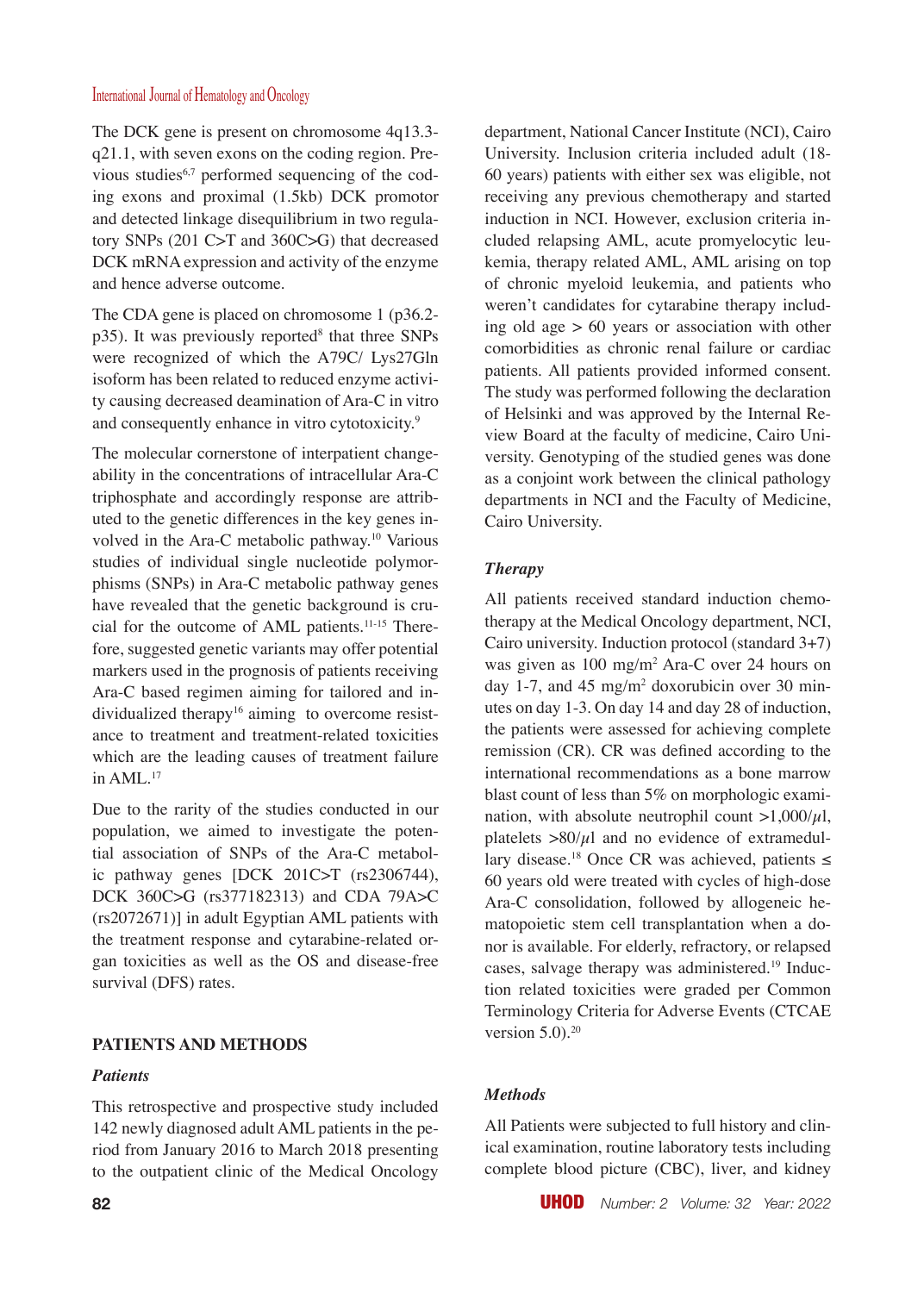The DCK gene is present on chromosome 4q13.3-q21.1, with seven exons on the coding region. Previous studies[6,7] performed sequencing of the coding exons and proximal (1.5kb) DCK promotor and detected linkage disequilibrium in two regulatory SNPs (201 C>T and 360C>G) that decreased DCK mRNA expression and activity of the enzyme and hence adverse outcome.

The CDA gene is placed on chromosome 1 (p36.2-p35). It was previously reported[8] that three SNPs were recognized of which the A79C/ Lys27Gln isoform has been related to reduced enzyme activity causing decreased deamination of Ara-C in vitro and consequently enhance in vitro cytotoxicity.[9]

The molecular cornerstone of interpatient changeability in the concentrations of intracellular Ara-C triphosphate and accordingly response are attributed to the genetic differences in the key genes involved in the Ara-C metabolic pathway.[10] Various studies of individual single nucleotide polymorphisms (SNPs) in Ara-C metabolic pathway genes have revealed that the genetic background is crucial for the outcome of AML patients.[11-15] Therefore, suggested genetic variants may offer potential markers used in the prognosis of patients receiving Ara-C based regimen aiming for tailored and individualized therapy[16] aiming to overcome resistance to treatment and treatment-related toxicities which are the leading causes of treatment failure in AML.[17]

Due to the rarity of the studies conducted in our population, we aimed to investigate the potential association of SNPs of the Ara-C metabolic pathway genes [DCK 201C>T (rs2306744), DCK 360C>G (rs377182313) and CDA 79A>C (rs2072671)] in adult Egyptian AML patients with the treatment response and cytarabine-related organ toxicities as well as the OS and disease-free survival (DFS) rates.

## PATIENTS AND METHODS

### *Patients*

This retrospective and prospective study included 142 newly diagnosed adult AML patients in the period from January 2016 to March 2018 presenting to the outpatient clinic of the Medical Oncology department, National Cancer Institute (NCI), Cairo University. Inclusion criteria included adult (18-60 years) patients with either sex was eligible, not receiving any previous chemotherapy and started induction in NCI. However, exclusion criteria included relapsing AML, acute promyelocytic leukemia, therapy related AML, AML arising on top of chronic myeloid leukemia, and patients who weren't candidates for cytarabine therapy including old age > 60 years or association with other comorbidities as chronic renal failure or cardiac patients. All patients provided informed consent. The study was performed following the declaration of Helsinki and was approved by the Internal Review Board at the faculty of medicine, Cairo University. Genotyping of the studied genes was done as a conjoint work between the clinical pathology departments in NCI and the Faculty of Medicine, Cairo University.

### *Therapy*

All patients received standard induction chemotherapy at the Medical Oncology department, NCI, Cairo university. Induction protocol (standard 3+7) was given as 100 mg/m$^2$ Ara-C over 24 hours on day 1-7, and 45 mg/m$^2$ doxorubicin over 30 minutes on day 1-3. On day 14 and day 28 of induction, the patients were assessed for achieving complete remission (CR). CR was defined according to the international recommendations as a bone marrow blast count of less than 5% on morphologic examination, with absolute neutrophil count >1,000/$\mu$l, platelets >80/$\mu$l and no evidence of extramedullary disease.[18] Once CR was achieved, patients ≤ 60 years old were treated with cycles of high-dose Ara-C consolidation, followed by allogeneic hematopoietic stem cell transplantation when a donor is available. For elderly, refractory, or relapsed cases, salvage therapy was administered.[19] Induction related toxicities were graded per Common Terminology Criteria for Adverse Events (CTCAE version 5.0).[20]

### *Methods*

All Patients were subjected to full history and clinical examination, routine laboratory tests including complete blood picture (CBC), liver, and kidney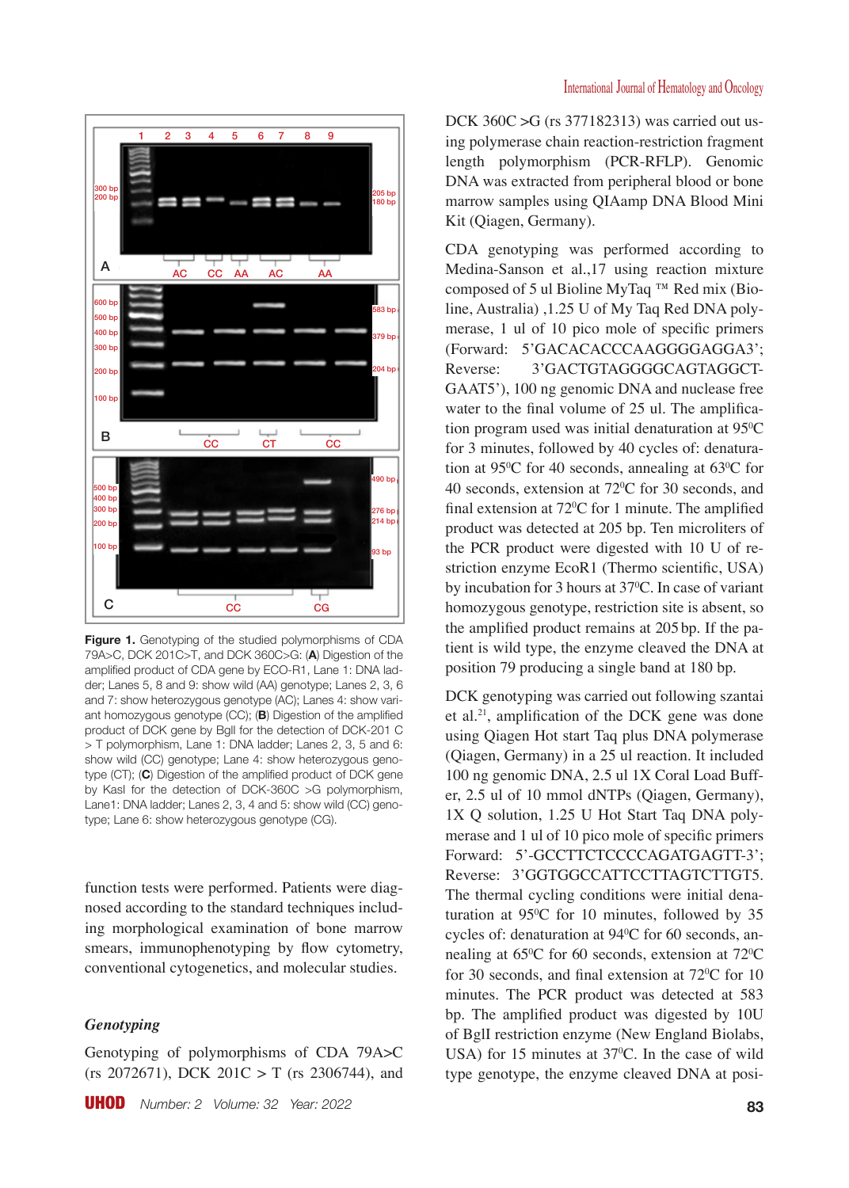**Figure 1.** Genotyping of the studied polymorphisms of CDA 79A>C, DCK 201C>T, and DCK 360C>G: (**A**) Digestion of the amplified product of CDA gene by ECO-R1, Lane 1: DNA ladder; Lanes 5, 8 and 9: show wild (AA) genotype; Lanes 2, 3, 6 and 7: show heterozygous genotype (AC); Lanes 4: show variant homozygous genotype (CC); (**B**) Digestion of the amplified product of DCK gene by BglI for the detection of DCK-201 C > T polymorphism, Lane 1: DNA ladder; Lanes 2, 3, 5 and 6: show wild (CC) genotype; Lane 4: show heterozygous genotype (CT); (**C**) Digestion of the amplified product of DCK gene by KasI for the detection of DCK-360C >G polymorphism, Lane1: DNA ladder; Lanes 2, 3, 4 and 5: show wild (CC) genotype; Lane 6: show heterozygous genotype (CG).

function tests were performed. Patients were diagnosed according to the standard techniques including morphological examination of bone marrow smears, immunophenotyping by flow cytometry, conventional cytogenetics, and molecular studies.

### *Genotyping*

Genotyping of polymorphisms of CDA 79A>C (rs 2072671), DCK 201C > T (rs 2306744), and DCK 360C >G (rs 377182313) was carried out using polymerase chain reaction-restriction fragment length polymorphism (PCR-RFLP). Genomic DNA was extracted from peripheral blood or bone marrow samples using QIAamp DNA Blood Mini Kit (Qiagen, Germany).

CDA genotyping was performed according to Medina-Sanson et al.,17 using reaction mixture composed of 5 ul Bioline MyTaq ™ Red mix (Bioline, Australia) ,1.25 U of My Taq Red DNA polymerase, 1 ul of 10 pico mole of specific primers (Forward: 5'GACACACCCAAGGGGAGGA3'; Reverse: 3'GACTGTAGGGGCAGTAGGCTGAAT5'), 100 ng genomic DNA and nuclease free water to the final volume of 25 ul. The amplification program used was initial denaturation at 95°C for 3 minutes, followed by 40 cycles of: denaturation at 95°C for 40 seconds, annealing at 63°C for 40 seconds, extension at 72°C for 30 seconds, and final extension at 72°C for 1 minute. The amplified product was detected at 205 bp. Ten microliters of the PCR product were digested with 10 U of restriction enzyme EcoR1 (Thermo scientific, USA) by incubation for 3 hours at 37°C. In case of variant homozygous genotype, restriction site is absent, so the amplified product remains at 205 bp. If the patient is wild type, the enzyme cleaved the DNA at position 79 producing a single band at 180 bp.

DCK genotyping was carried out following szantai et al.[21], amplification of the DCK gene was done using Qiagen Hot start Taq plus DNA polymerase (Qiagen, Germany) in a 25 ul reaction. It included 100 ng genomic DNA, 2.5 ul 1X Coral Load Buffer, 2.5 ul of 10 mmol dNTPs (Qiagen, Germany), 1X Q solution, 1.25 U Hot Start Taq DNA polymerase and 1 ul of 10 pico mole of specific primers Forward: 5'-GCCTTCTCCCCAGATGAGTT-3'; Reverse: 3'GGTGGCCATTCCTTAGTCTTGT5. The thermal cycling conditions were initial denaturation at 95°C for 10 minutes, followed by 35 cycles of: denaturation at 94°C for 60 seconds, annealing at 65°C for 60 seconds, extension at 72°C for 30 seconds, and final extension at 72°C for 10 minutes. The PCR product was detected at 583 bp. The amplified product was digested by 10U of BglI restriction enzyme (New England Biolabs, USA) for 15 minutes at 37°C. In the case of wild type genotype, the enzyme cleaved DNA at posi-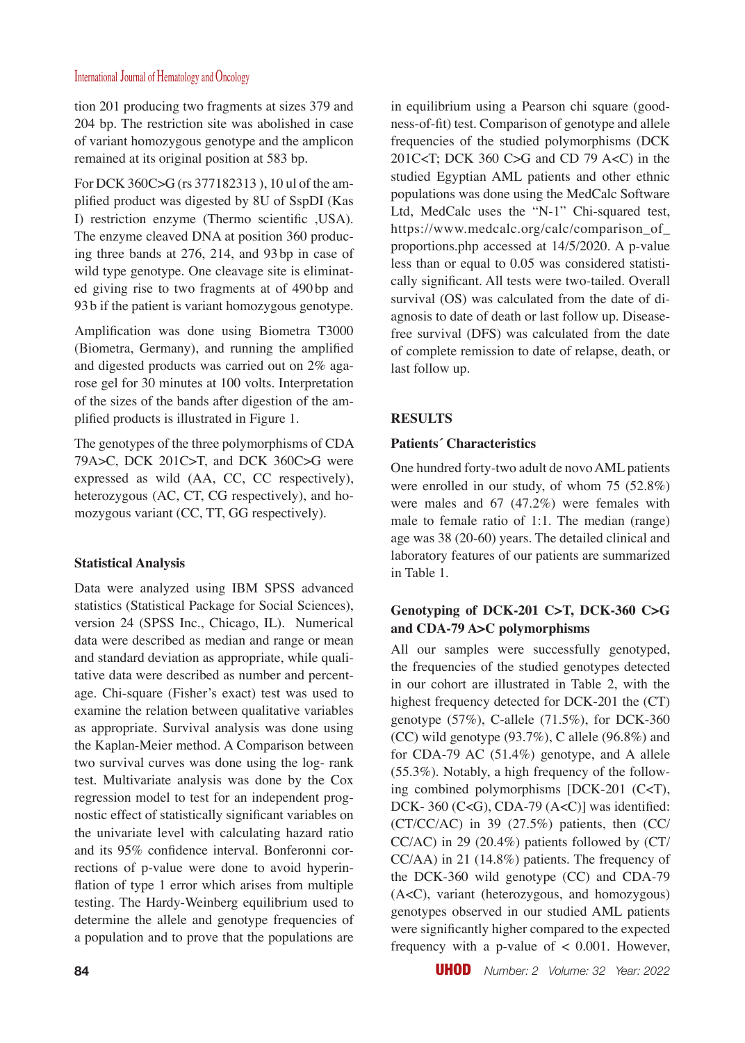tion 201 producing two fragments at sizes 379 and 204 bp. The restriction site was abolished in case of variant homozygous genotype and the amplicon remained at its original position at 583 bp.

For DCK 360C>G (rs 377182313 ), 10 ul of the amplified product was digested by 8U of SspDI (Kas I) restriction enzyme (Thermo scientific ,USA). The enzyme cleaved DNA at position 360 producing three bands at 276, 214, and 93 bp in case of wild type genotype. One cleavage site is eliminated giving rise to two fragments at of 490 bp and 93 b if the patient is variant homozygous genotype.

Amplification was done using Biometra T3000 (Biometra, Germany), and running the amplified and digested products was carried out on 2% agarose gel for 30 minutes at 100 volts. Interpretation of the sizes of the bands after digestion of the amplified products is illustrated in Figure 1.

The genotypes of the three polymorphisms of CDA 79A>C, DCK 201C>T, and DCK 360C>G were expressed as wild (AA, CC, CC respectively), heterozygous (AC, CT, CG respectively), and homozygous variant (CC, TT, GG respectively).

### Statistical Analysis

Data were analyzed using IBM SPSS advanced statistics (Statistical Package for Social Sciences), version 24 (SPSS Inc., Chicago, IL). Numerical data were described as median and range or mean and standard deviation as appropriate, while qualitative data were described as number and percentage. Chi-square (Fisher's exact) test was used to examine the relation between qualitative variables as appropriate. Survival analysis was done using the Kaplan-Meier method. A Comparison between two survival curves was done using the log- rank test. Multivariate analysis was done by the Cox regression model to test for an independent prognostic effect of statistically significant variables on the univariate level with calculating hazard ratio and its 95% confidence interval. Bonferoni corrections of p-value were done to avoid hyperinflation of type 1 error which arises from multiple testing. The Hardy-Weinberg equilibrium used to determine the allele and genotype frequencies of a population and to prove that the populations are in equilibrium using a Pearson chi square (goodness-of-fit) test. Comparison of genotype and allele frequencies of the studied polymorphisms (DCK 201C<T; DCK 360 C>G and CD 79 A<C) in the studied Egyptian AML patients and other ethnic populations was done using the MedCalc Software Ltd, MedCalc uses the "N-1" Chi-squared test, https://www.medcalc.org/calc/comparison_of_proportions.php accessed at 14/5/2020. A p-value less than or equal to 0.05 was considered statistically significant. All tests were two-tailed. Overall survival (OS) was calculated from the date of diagnosis to date of death or last follow up. Disease-free survival (DFS) was calculated from the date of complete remission to date of relapse, death, or last follow up.

## RESULTS

### Patients´ Characteristics

One hundred forty-two adult de novo AML patients were enrolled in our study, of whom 75 (52.8%) were males and 67 (47.2%) were females with male to female ratio of 1:1. The median (range) age was 38 (20-60) years. The detailed clinical and laboratory features of our patients are summarized in Table 1.

### Genotyping of DCK-201 C>T, DCK-360 C>G and CDA-79 A>C polymorphisms

All our samples were successfully genotyped, the frequencies of the studied genotypes detected in our cohort are illustrated in Table 2, with the highest frequency detected for DCK-201 the (CT) genotype (57%), C-allele (71.5%), for DCK-360 (CC) wild genotype (93.7%), C allele (96.8%) and for CDA-79 AC (51.4%) genotype, and A allele (55.3%). Notably, a high frequency of the following combined polymorphisms [DCK-201 (C<T), DCK- 360 (C<G), CDA-79 (A<C)] was identified: (CT/CC/AC) in 39 (27.5%) patients, then (CC/CC/AC) in 29 (20.4%) patients followed by (CT/CC/AA) in 21 (14.8%) patients. The frequency of the DCK-360 wild genotype (CC) and CDA-79 (A<C), variant (heterozygous, and homozygous) genotypes observed in our studied AML patients were significantly higher compared to the expected frequency with a p-value of < 0.001. However,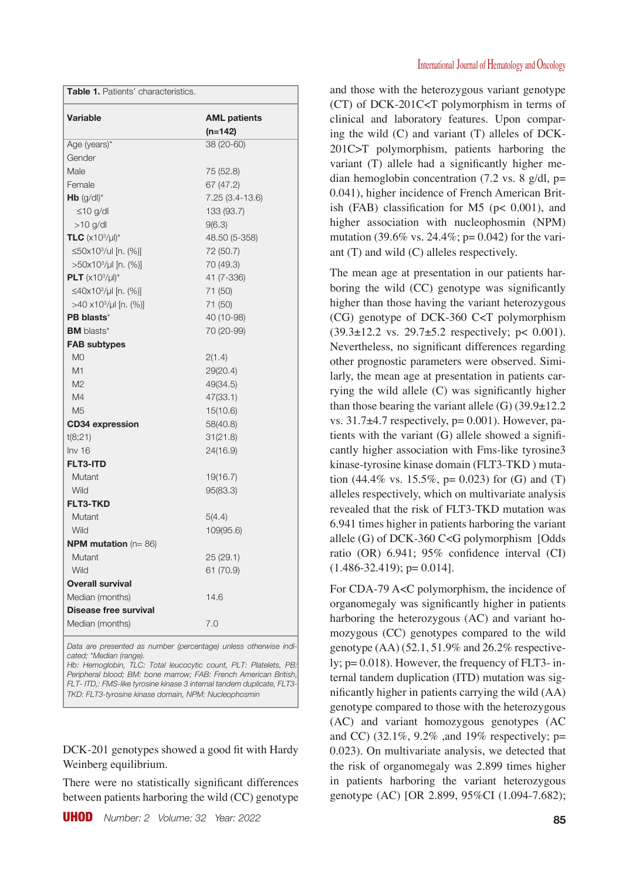**Table 1.** Patients' characteristics.

| Variable | AML patients (n=142) |
|---|---|
| Age (years)* | 38 (20-60) |
| Gender | |
| Male | 75 (52.8) |
| Female | 67 (47.2) |
| **Hb** (g/dl)* | 7.25 (3.4-13.6) |
| ≤10 g/dl | 133 (93.7) |
| >10 g/dl | 9(6.3) |
| **TLC** ($x10^3$/µl)* | 48.50 (5-358) |
| ≤50x$10^3$/ul [n. (%)] | 72 (50.7) |
| >50x$10^3$/µl [n. (%)] | 70 (49.3) |
| **PLT** ($x10^3$/µl)* | 41 (7-336) |
| ≤40x$10^3$/µl [n. (%)] | 71 (50) |
| >40 x$10^3$/µl [n. (%)] | 71 (50) |
| **PB blasts*** | 40 (10-98) |
| **BM** blasts* | 70 (20-99) |
| **FAB subtypes** | |
| M0 | 2(1.4) |
| M1 | 29(20.4) |
| M2 | 49(34.5) |
| M4 | 47(33.1) |
| M5 | 15(10.6) |
| **CD34 expression** | 58(40.8) |
| t(8;21) | 31(21.8) |
| Inv 16 | 24(16.9) |
| **FLT3-ITD** | |
| Mutant | 19(16.7) |
| Wild | 95(83.3) |
| **FLT3-TKD** | |
| Mutant | 5(4.4) |
| Wild | 109(95.6) |
| **NPM mutation** (n= 86) | |
| Mutant | 25 (29.1) |
| Wild | 61 (70.9) |
| **Overall survival** | |
| Median (months) | 14.6 |
| **Disease free survival** | |
| Median (months) | 7.0 |

*Data are presented as number (percentage) unless otherwise indicated; *Median (range).*
*Hb: Hemoglobin, TLC: Total leucocyte count, PLT: Platelets, PB: Peripheral blood; BM: bone marrow; FAB: French American British, FLT- ITD,: FMS-like tyrosine kinase 3 internal tandem duplicate, FLT3-TKD: FLT3-tyrosine kinase domain, NPM: Nucleophosmin*

DCK-201 genotypes showed a good fit with Hardy Weinberg equilibrium.

There were no statistically significant differences between patients harboring the wild (CC) genotype and those with the heterozygous variant genotype (CT) of DCK-201C<T polymorphism in terms of clinical and laboratory features. Upon comparing the wild (C) and variant (T) alleles of DCK-201C>T polymorphism, patients harboring the variant (T) allele had a significantly higher median hemoglobin concentration (7.2 vs. 8 g/dl, p= 0.041), higher incidence of French American British (FAB) classification for M5 (p< 0.001), and higher association with nucleophosmin (NPM) mutation (39.6% vs. 24.4%; p= 0.042) for the variant (T) and wild (C) alleles respectively.

The mean age at presentation in our patients harboring the wild (CC) genotype was significantly higher than those having the variant heterozygous (CG) genotype of DCK-360 C<T polymorphism (39.3±12.2 vs. 29.7±5.2 respectively; p< 0.001). Nevertheless, no significant differences regarding other prognostic parameters were observed. Similarly, the mean age at presentation in patients carrying the wild allele (C) was significantly higher than those bearing the variant allele (G) (39.9±12.2 vs. 31.7±4.7 respectively, p= 0.001). However, patients with the variant (G) allele showed a significantly higher association with Fms-like tyrosine3 kinase-tyrosine kinase domain (FLT3-TKD ) mutation (44.4% vs. 15.5%, p= 0.023) for (G) and (T) alleles respectively, which on multivariate analysis revealed that the risk of FLT3-TKD mutation was 6.941 times higher in patients harboring the variant allele (G) of DCK-360 C<G polymorphism [Odds ratio (OR) 6.941; 95% confidence interval (CI) (1.486-32.419); p= 0.014].

For CDA-79 A<C polymorphism, the incidence of organomegaly was significantly higher in patients harboring the heterozygous (AC) and variant homozygous (CC) genotypes compared to the wild genotype (AA) (52.1, 51.9% and 26.2% respectively; p= 0.018). However, the frequency of FLT3- internal tandem duplication (ITD) mutation was significantly higher in patients carrying the wild (AA) genotype compared to those with the heterozygous (AC) and variant homozygous genotypes (AC and CC) (32.1%, 9.2% ,and 19% respectively; p= 0.023). On multivariate analysis, we detected that the risk of organomegaly was 2.899 times higher in patients harboring the variant heterozygous genotype (AC) [OR 2.899, 95%CI (1.094-7.682);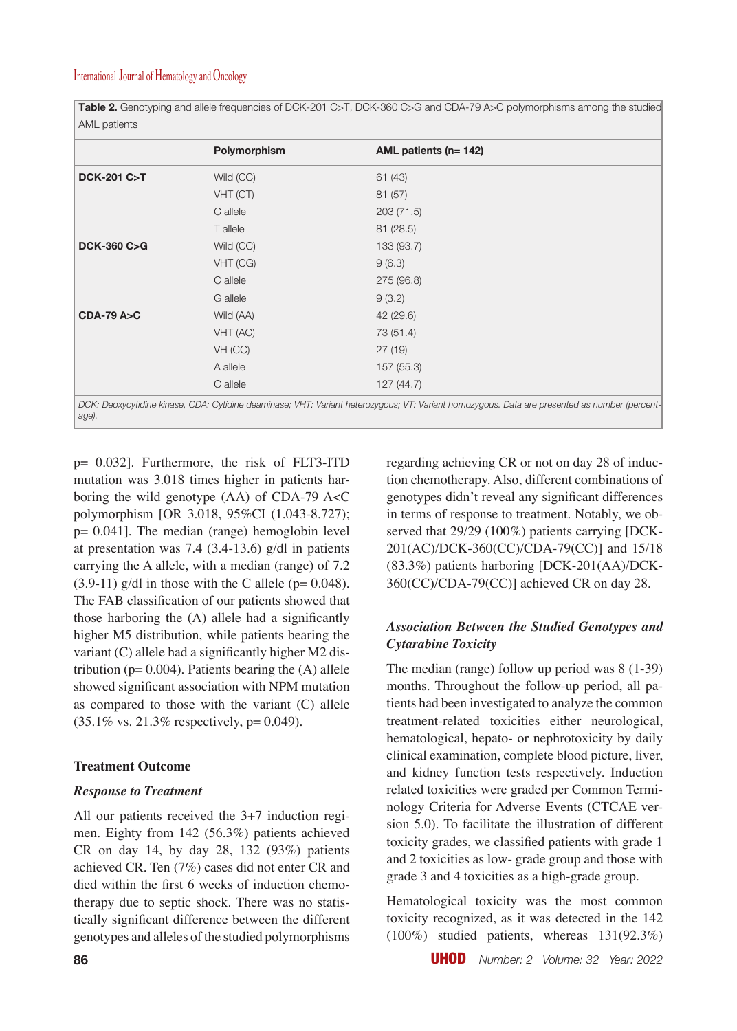**Table 2.** Genotyping and allele frequencies of DCK-201 C>T, DCK-360 C>G and CDA-79 A>C polymorphisms among the studied AML patients

| | Polymorphism | AML patients (n= 142) |
|---|---|---|
| **DCK-201 C>T** | Wild (CC) | 61 (43) |
| | VHT (CT) | 81 (57) |
| | C allele | 203 (71.5) |
| | T allele | 81 (28.5) |
| **DCK-360 C>G** | Wild (CC) | 133 (93.7) |
| | VHT (CG) | 9 (6.3) |
| | C allele | 275 (96.8) |
| | G allele | 9 (3.2) |
| **CDA-79 A>C** | Wild (AA) | 42 (29.6) |
| | VHT (AC) | 73 (51.4) |
| | VH (CC) | 27 (19) |
| | A allele | 157 (55.3) |
| | C allele | 127 (44.7) |

*DCK: Deoxycytidine kinase, CDA: Cytidine deaminase; VHT: Variant heterozygous; VT: Variant homozygous. Data are presented as number (percentage).*

p= 0.032]. Furthermore, the risk of FLT3-ITD mutation was 3.018 times higher in patients harboring the wild genotype (AA) of CDA-79 A<C polymorphism [OR 3.018, 95%CI (1.043-8.727); p= 0.041]. The median (range) hemoglobin level at presentation was 7.4 (3.4-13.6) g/dl in patients carrying the A allele, with a median (range) of 7.2 (3.9-11) g/dl in those with the C allele (p= 0.048). The FAB classification of our patients showed that those harboring the (A) allele had a significantly higher M5 distribution, while patients bearing the variant (C) allele had a significantly higher M2 distribution (p= 0.004). Patients bearing the (A) allele showed significant association with NPM mutation as compared to those with the variant (C) allele (35.1% vs. 21.3% respectively, p= 0.049).

## Treatment Outcome

### *Response to Treatment*

All our patients received the 3+7 induction regimen. Eighty from 142 (56.3%) patients achieved CR on day 14, by day 28, 132 (93%) patients achieved CR. Ten (7%) cases did not enter CR and died within the first 6 weeks of induction chemotherapy due to septic shock. There was no statistically significant difference between the different genotypes and alleles of the studied polymorphisms regarding achieving CR or not on day 28 of induction chemotherapy. Also, different combinations of genotypes didn't reveal any significant differences in terms of response to treatment. Notably, we observed that 29/29 (100%) patients carrying [DCK-201(AC)/DCK-360(CC)/CDA-79(CC)] and 15/18 (83.3%) patients harboring [DCK-201(AA)/DCK-360(CC)/CDA-79(CC)] achieved CR on day 28.

### *Association Between the Studied Genotypes and Cytarabine Toxicity*

The median (range) follow up period was 8 (1-39) months. Throughout the follow-up period, all patients had been investigated to analyze the common treatment-related toxicities either neurological, hematological, hepato- or nephrotoxicity by daily clinical examination, complete blood picture, liver, and kidney function tests respectively. Induction related toxicities were graded per Common Terminology Criteria for Adverse Events (CTCAE version 5.0). To facilitate the illustration of different toxicity grades, we classified patients with grade 1 and 2 toxicities as low- grade group and those with grade 3 and 4 toxicities as a high-grade group.

Hematological toxicity was the most common toxicity recognized, as it was detected in the 142 (100%) studied patients, whereas 131(92.3%)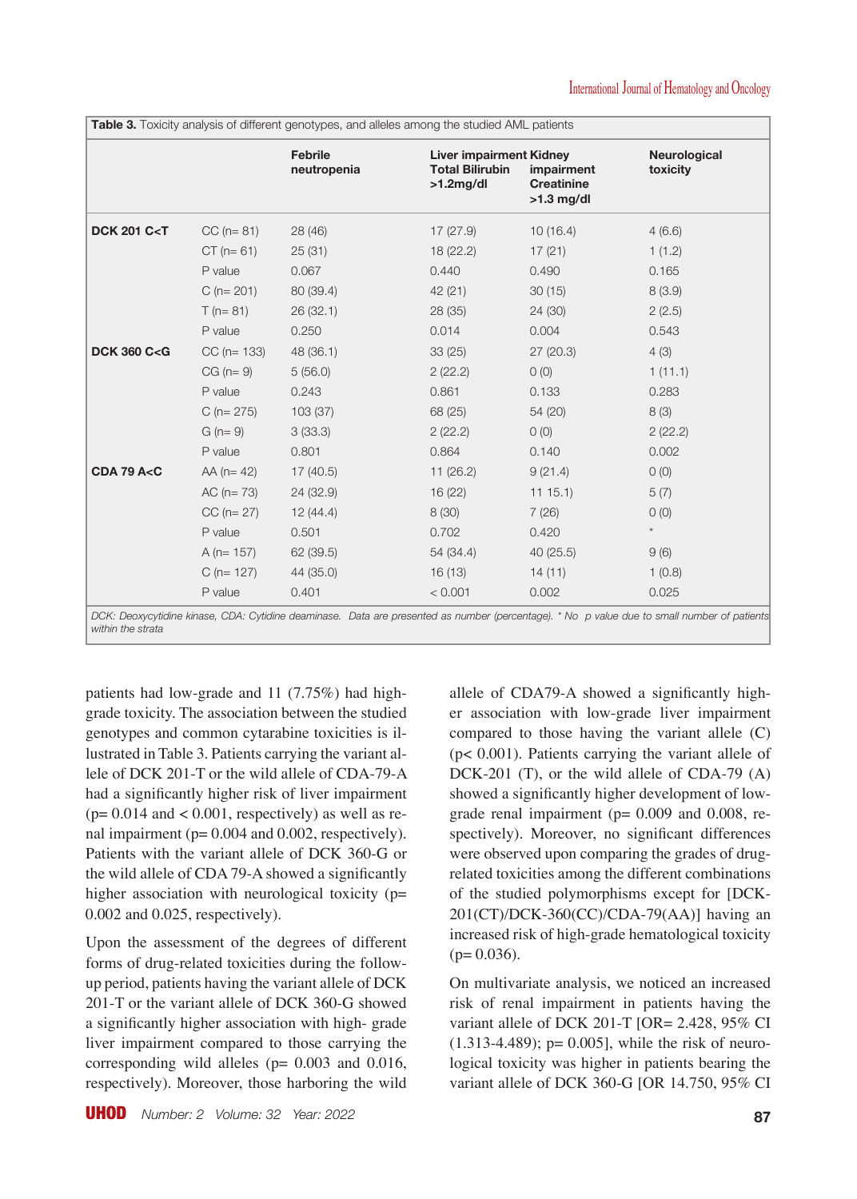**Table 3.** Toxicity analysis of different genotypes, and alleles among the studied AML patients

| | | Febrile neutropenia | Liver impairment Total Bilirubin >1.2mg/dl | Kidney impairment Creatinine >1.3 mg/dl | Neurological toxicity |
|---|---|---|---|---|---|
| **DCK 201 C<T** | CC (n= 81) | 28 (46) | 17 (27.9) | 10 (16.4) | 4 (6.6) |
| | CT (n= 61) | 25 (31) | 18 (22.2) | 17 (21) | 1 (1.2) |
| | P value | 0.067 | 0.440 | 0.490 | 0.165 |
| | C (n= 201) | 80 (39.4) | 42 (21) | 30 (15) | 8 (3.9) |
| | T (n= 81) | 26 (32.1) | 28 (35) | 24 (30) | 2 (2.5) |
| | P value | 0.250 | 0.014 | 0.004 | 0.543 |
| **DCK 360 C<G** | CC (n= 133) | 48 (36.1) | 33 (25) | 27 (20.3) | 4 (3) |
| | CG (n= 9) | 5 (56.0) | 2 (22.2) | 0 (0) | 1 (11.1) |
| | P value | 0.243 | 0.861 | 0.133 | 0.283 |
| | C (n= 275) | 103 (37) | 68 (25) | 54 (20) | 8 (3) |
| | G (n= 9) | 3 (33.3) | 2 (22.2) | 0 (0) | 2 (22.2) |
| | P value | 0.801 | 0.864 | 0.140 | 0.002 |
| **CDA 79 A<C** | AA (n= 42) | 17 (40.5) | 11 (26.2) | 9 (21.4) | 0 (0) |
| | AC (n= 73) | 24 (32.9) | 16 (22) | 11 15.1) | 5 (7) |
| | CC (n= 27) | 12 (44.4) | 8 (30) | 7 (26) | 0 (0) |
| | P value | 0.501 | 0.702 | 0.420 | * |
| | A (n= 157) | 62 (39.5) | 54 (34.4) | 40 (25.5) | 9 (6) |
| | C (n= 127) | 44 (35.0) | 16 (13) | 14 (11) | 1 (0.8) |
| | P value | 0.401 | < 0.001 | 0.002 | 0.025 |

*DCK: Deoxycytidine kinase, CDA: Cytidine deaminase. Data are presented as number (percentage). * No p value due to small number of patients within the strata*

patients had low-grade and 11 (7.75%) had high-grade toxicity. The association between the studied genotypes and common cytarabine toxicities is illustrated in Table 3. Patients carrying the variant allele of DCK 201-T or the wild allele of CDA-79-A had a significantly higher risk of liver impairment (p= 0.014 and < 0.001, respectively) as well as renal impairment (p= 0.004 and 0.002, respectively). Patients with the variant allele of DCK 360-G or the wild allele of CDA 79-A showed a significantly higher association with neurological toxicity (p= 0.002 and 0.025, respectively).

Upon the assessment of the degrees of different forms of drug-related toxicities during the follow-up period, patients having the variant allele of DCK 201-T or the variant allele of DCK 360-G showed a significantly higher association with high- grade liver impairment compared to those carrying the corresponding wild alleles (p= 0.003 and 0.016, respectively). Moreover, those harboring the wild allele of CDA79-A showed a significantly higher association with low-grade liver impairment compared to those having the variant allele (C) (p< 0.001). Patients carrying the variant allele of DCK-201 (T), or the wild allele of CDA-79 (A) showed a significantly higher development of low-grade renal impairment (p= 0.009 and 0.008, respectively). Moreover, no significant differences were observed upon comparing the grades of drug-related toxicities among the different combinations of the studied polymorphisms except for [DCK-201(CT)/DCK-360(CC)/CDA-79(AA)] having an increased risk of high-grade hematological toxicity (p= 0.036).

On multivariate analysis, we noticed an increased risk of renal impairment in patients having the variant allele of DCK 201-T [OR= 2.428, 95% CI (1.313-4.489); p= 0.005], while the risk of neurological toxicity was higher in patients bearing the variant allele of DCK 360-G [OR 14.750, 95% CI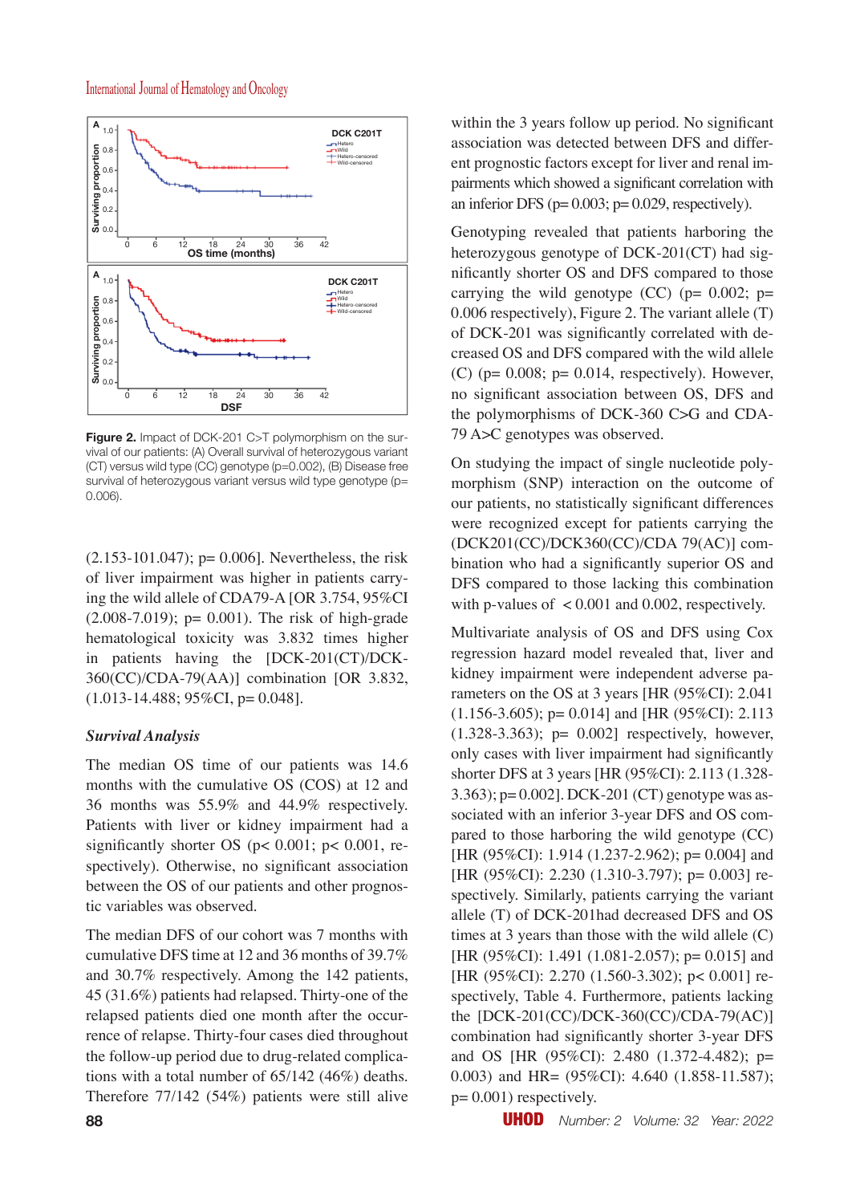**Figure 2.** Impact of DCK-201 C>T polymorphism on the survival of our patients: (A) Overall survival of heterozygous variant (CT) versus wild type (CC) genotype (p=0.002), (B) Disease free survival of heterozygous variant versus wild type genotype (p= 0.006).

(2.153-101.047); p= 0.006]. Nevertheless, the risk of liver impairment was higher in patients carrying the wild allele of CDA79-A [OR 3.754, 95%CI (2.008-7.019); p= 0.001). The risk of high-grade hematological toxicity was 3.832 times higher in patients having the [DCK-201(CT)/DCK-360(CC)/CDA-79(AA)] combination [OR 3.832, (1.013-14.488; 95%CI, p= 0.048].

### *Survival Analysis*

The median OS time of our patients was 14.6 months with the cumulative OS (COS) at 12 and 36 months was 55.9% and 44.9% respectively. Patients with liver or kidney impairment had a significantly shorter OS (p< 0.001; p< 0.001, respectively). Otherwise, no significant association between the OS of our patients and other prognostic variables was observed.

The median DFS of our cohort was 7 months with cumulative DFS time at 12 and 36 months of 39.7% and 30.7% respectively. Among the 142 patients, 45 (31.6%) patients had relapsed. Thirty-one of the relapsed patients died one month after the occurrence of relapse. Thirty-four cases died throughout the follow-up period due to drug-related complications with a total number of 65/142 (46%) deaths. Therefore 77/142 (54%) patients were still alive within the 3 years follow up period. No significant association was detected between DFS and different prognostic factors except for liver and renal impairments which showed a significant correlation with an inferior DFS (p= 0.003; p= 0.029, respectively).

Genotyping revealed that patients harboring the heterozygous genotype of DCK-201(CT) had significantly shorter OS and DFS compared to those carrying the wild genotype (CC) (p= 0.002; p= 0.006 respectively), Figure 2. The variant allele (T) of DCK-201 was significantly correlated with deceased OS and DFS compared with the wild allele (C) (p= 0.008; p= 0.014, respectively). However, no significant association between OS, DFS and the polymorphisms of DCK-360 C>G and CDA-79 A>C genotypes was observed.

On studying the impact of single nucleotide polymorphism (SNP) interaction on the outcome of our patients, no statistically significant differences were recognized except for patients carrying the (DCK201(CC)/DCK360(CC)/CDA 79(AC)] combination who had a significantly superior OS and DFS compared to those lacking this combination with p-values of < 0.001 and 0.002, respectively.

Multivariate analysis of OS and DFS using Cox regression hazard model revealed that, liver and kidney impairment were independent adverse parameters on the OS at 3 years [HR (95%CI): 2.041 (1.156-3.605); p= 0.014] and [HR (95%CI): 2.113 (1.328-3.363); p= 0.002] respectively, however, only cases with liver impairment had significantly shorter DFS at 3 years [HR (95%CI): 2.113 (1.328-3.363); p= 0.002]. DCK-201 (CT) genotype was associated with an inferior 3-year DFS and OS compared to those harboring the wild genotype (CC) [HR (95%CI): 1.914 (1.237-2.962); p= 0.004] and [HR (95%CI): 2.230 (1.310-3.797); p= 0.003] respectively. Similarly, patients carrying the variant allele (T) of DCK-201had decreased DFS and OS times at 3 years than those with the wild allele (C) [HR (95%CI): 1.491 (1.081-2.057); p= 0.015] and [HR (95%CI): 2.270 (1.560-3.302); p< 0.001] respectively, Table 4. Furthermore, patients lacking the [DCK-201(CC)/DCK-360(CC)/CDA-79(AC)] combination had significantly shorter 3-year DFS and OS [HR (95%CI): 2.480 (1.372-4.482); p= 0.003) and HR= (95%CI): 4.640 (1.858-11.587); p= 0.001) respectively.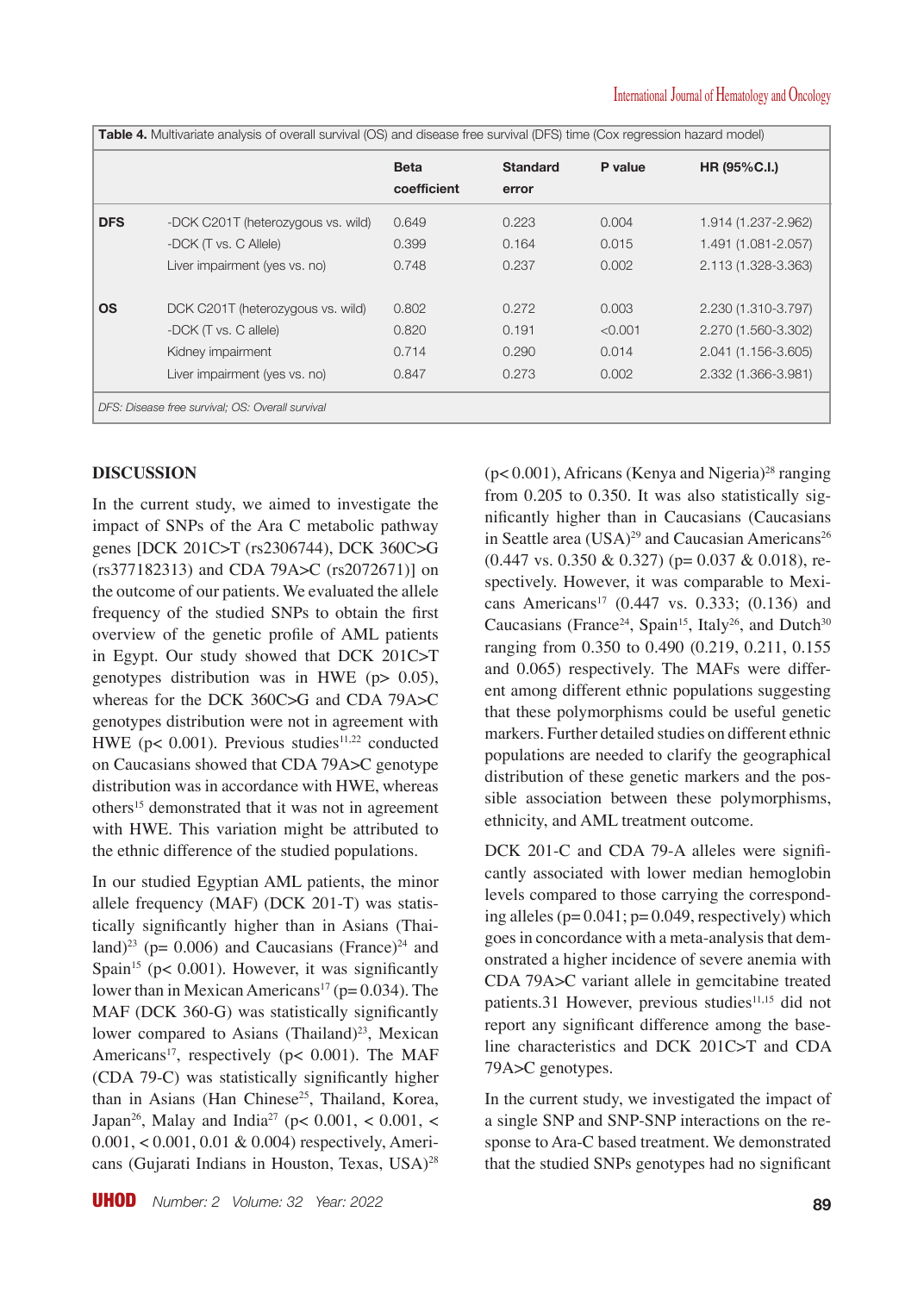**Table 4.** Multivariate analysis of overall survival (OS) and disease free survival (DFS) time (Cox regression hazard model)

| | | Beta coefficient | Standard error | P value | HR (95%C.I.) |
|---|---|---|---|---|---|
| DFS | -DCK C201T (heterozygous vs. wild) | 0.649 | 0.223 | 0.004 | 1.914 (1.237-2.962) |
| | -DCK (T vs. C Allele) | 0.399 | 0.164 | 0.015 | 1.491 (1.081-2.057) |
| | Liver impairment (yes vs. no) | 0.748 | 0.237 | 0.002 | 2.113 (1.328-3.363) |
| OS | DCK C201T (heterozygous vs. wild) | 0.802 | 0.272 | 0.003 | 2.230 (1.310-3.797) |
| | -DCK (T vs. C allele) | 0.820 | 0.191 | <0.001 | 2.270 (1.560-3.302) |
| | Kidney impairment | 0.714 | 0.290 | 0.014 | 2.041 (1.156-3.605) |
| | Liver impairment (yes vs. no) | 0.847 | 0.273 | 0.002 | 2.332 (1.366-3.981) |

*DFS: Disease free survival; OS: Overall survival*

## DISCUSSION

In the current study, we aimed to investigate the impact of SNPs of the Ara C metabolic pathway genes [DCK 201C>T (rs2306744), DCK 360C>G (rs377182313) and CDA 79A>C (rs2072671)] on the outcome of our patients. We evaluated the allele frequency of the studied SNPs to obtain the first overview of the genetic profile of AML patients in Egypt. Our study showed that DCK 201C>T genotypes distribution was in HWE (p> 0.05), whereas for the DCK 360C>G and CDA 79A>C genotypes distribution were not in agreement with HWE (p< 0.001). Previous studies[11,22] conducted on Caucasians showed that CDA 79A>C genotype distribution was in accordance with HWE, whereas others[15] demonstrated that it was not in agreement with HWE. This variation might be attributed to the ethnic difference of the studied populations.

In our studied Egyptian AML patients, the minor allele frequency (MAF) (DCK 201-T) was statistically significantly higher than in Asians (Thailand)[23] (p= 0.006) and Caucasians (France)[24] and Spain[15] (p< 0.001). However, it was significantly lower than in Mexican Americans[17] (p= 0.034). The MAF (DCK 360-G) was statistically significantly lower compared to Asians (Thailand)[23], Mexican Americans[17], respectively (p< 0.001). The MAF (CDA 79-C) was statistically significantly higher than in Asians (Han Chinese[25], Thailand, Korea, Japan[26], Malay and India[27] (p< 0.001, < 0.001, < 0.001, < 0.001, 0.01 & 0.004) respectively, Americans (Gujarati Indians in Houston, Texas, USA)[28] (p< 0.001), Africans (Kenya and Nigeria)[28] ranging from 0.205 to 0.350. It was also statistically significantly higher than in Caucasians (Caucasians in Seattle area (USA)[29] and Caucasian Americans[26] (0.447 vs. 0.350 & 0.327) (p= 0.037 & 0.018), respectively. However, it was comparable to Mexicans Americans[17] (0.447 vs. 0.333; (0.136) and Caucasians (France[24], Spain[15], Italy[26], and Dutch[30] ranging from 0.350 to 0.490 (0.219, 0.211, 0.155 and 0.065) respectively. The MAFs were different among different ethnic populations suggesting that these polymorphisms could be useful genetic markers. Further detailed studies on different ethnic populations are needed to clarify the geographical distribution of these genetic markers and the possible association between these polymorphisms, ethnicity, and AML treatment outcome.

DCK 201-C and CDA 79-A alleles were significantly associated with lower median hemoglobin levels compared to those carrying the corresponding alleles (p= 0.041; p= 0.049, respectively) which goes in concordance with a meta-analysis that demonstrated a higher incidence of severe anemia with CDA 79A>C variant allele in gemcitabine treated patients.31 However, previous studies[11,15] did not report any significant difference among the baseline characteristics and DCK 201C>T and CDA 79A>C genotypes.

In the current study, we investigated the impact of a single SNP and SNP-SNP interactions on the response to Ara-C based treatment. We demonstrated that the studied SNPs genotypes had no significant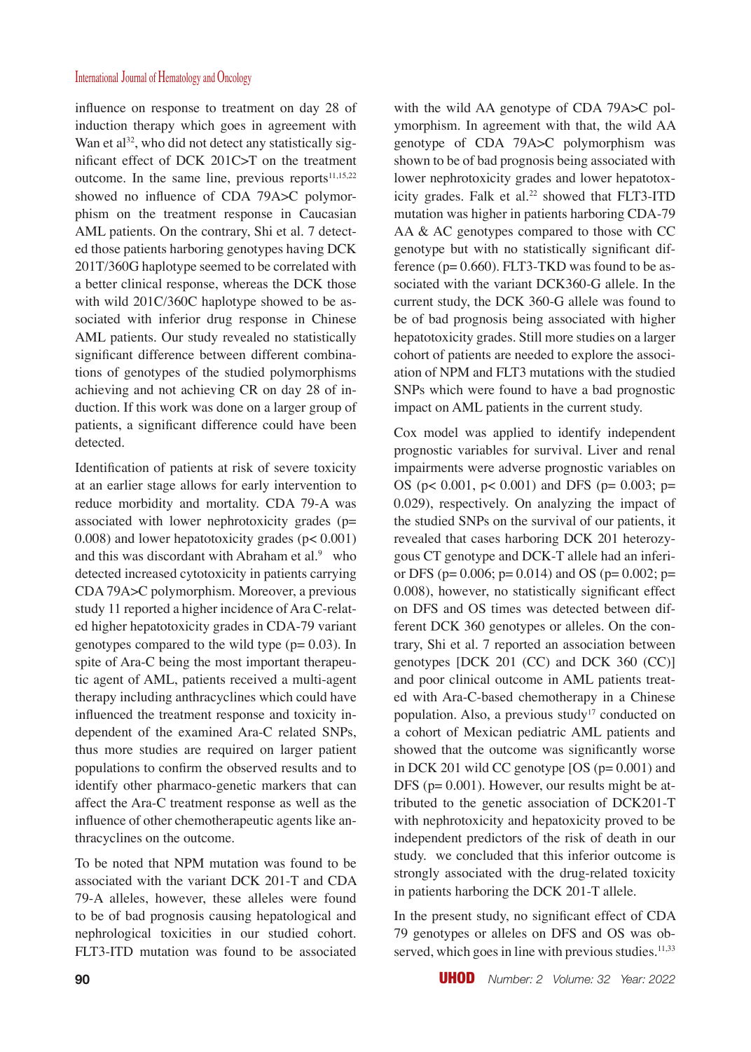influence on response to treatment on day 28 of induction therapy which goes in agreement with Wan et al[32], who did not detect any statistically significant effect of DCK 201C>T on the treatment outcome. In the same line, previous reports[11,15,22] showed no influence of CDA 79A>C polymorphism on the treatment response in Caucasian AML patients. On the contrary, Shi et al. 7 detected those patients harboring genotypes having DCK 201T/360G haplotype seemed to be correlated with a better clinical response, whereas the DCK those with wild 201C/360C haplotype showed to be associated with inferior drug response in Chinese AML patients. Our study revealed no statistically significant difference between different combinations of genotypes of the studied polymorphisms achieving and not achieving CR on day 28 of induction. If this work was done on a larger group of patients, a significant difference could have been detected.

Identification of patients at risk of severe toxicity at an earlier stage allows for early intervention to reduce morbidity and mortality. CDA 79-A was associated with lower nephrotoxicity grades ($p= 0.008$) and lower hepatotoxicity grades ($p< 0.001$) and this was discordant with Abraham et al.[9] who detected increased cytotoxicity in patients carrying CDA 79A>C polymorphism. Moreover, a previous study 11 reported a higher incidence of Ara C-related higher hepatotoxicity grades in CDA-79 variant genotypes compared to the wild type ($p= 0.03$). In spite of Ara-C being the most important therapeutic agent of AML, patients received a multi-agent therapy including anthracyclines which could have influenced the treatment response and toxicity independent of the examined Ara-C related SNPs, thus more studies are required on larger patient populations to confirm the observed results and to identify other pharmaco-genetic markers that can affect the Ara-C treatment response as well as the influence of other chemotherapeutic agents like anthracyclines on the outcome.

To be noted that NPM mutation was found to be associated with the variant DCK 201-T and CDA 79-A alleles, however, these alleles were found to be of bad prognosis causing hepatological and nephrological toxicities in our studied cohort. FLT3-ITD mutation was found to be associated with the wild AA genotype of CDA 79A>C polymorphism. In agreement with that, the wild AA genotype of CDA 79A>C polymorphism was shown to be of bad prognosis being associated with lower nephrotoxicity grades and lower hepatotoxicity grades. Falk et al.[22] showed that FLT3-ITD mutation was higher in patients harboring CDA-79 AA & AC genotypes compared to those with CC genotype but with no statistically significant difference ($p= 0.660$). FLT3-TKD was found to be associated with the variant DCK360-G allele. In the current study, the DCK 360-G allele was found to be of bad prognosis being associated with higher hepatotoxicity grades. Still more studies on a larger cohort of patients are needed to explore the association of NPM and FLT3 mutations with the studied SNPs which were found to have a bad prognostic impact on AML patients in the current study.

Cox model was applied to identify independent prognostic variables for survival. Liver and renal impairments were adverse prognostic variables on OS ($p< 0.001$, $p< 0.001$) and DFS ($p= 0.003$; $p= 0.029$), respectively. On analyzing the impact of the studied SNPs on the survival of our patients, it revealed that cases harboring DCK 201 heterozygous CT genotype and DCK-T allele had an inferior DFS ($p= 0.006$; $p= 0.014$) and OS ($p= 0.002$; $p= 0.008$), however, no statistically significant effect on DFS and OS times was detected between different DCK 360 genotypes or alleles. On the contrary, Shi et al. 7 reported an association between genotypes [DCK 201 (CC) and DCK 360 (CC)] and poor clinical outcome in AML patients treated with Ara-C-based chemotherapy in a Chinese population. Also, a previous study[17] conducted on a cohort of Mexican pediatric AML patients and showed that the outcome was significantly worse in DCK 201 wild CC genotype [OS ($p= 0.001$) and DFS ($p= 0.001$). However, our results might be attributed to the genetic association of DCK201-T with nephrotoxicity and hepatoxicity proved to be independent predictors of the risk of death in our study. we concluded that this inferior outcome is strongly associated with the drug-related toxicity in patients harboring the DCK 201-T allele.

In the present study, no significant effect of CDA 79 genotypes or alleles on DFS and OS was observed, which goes in line with previous studies.[11,33]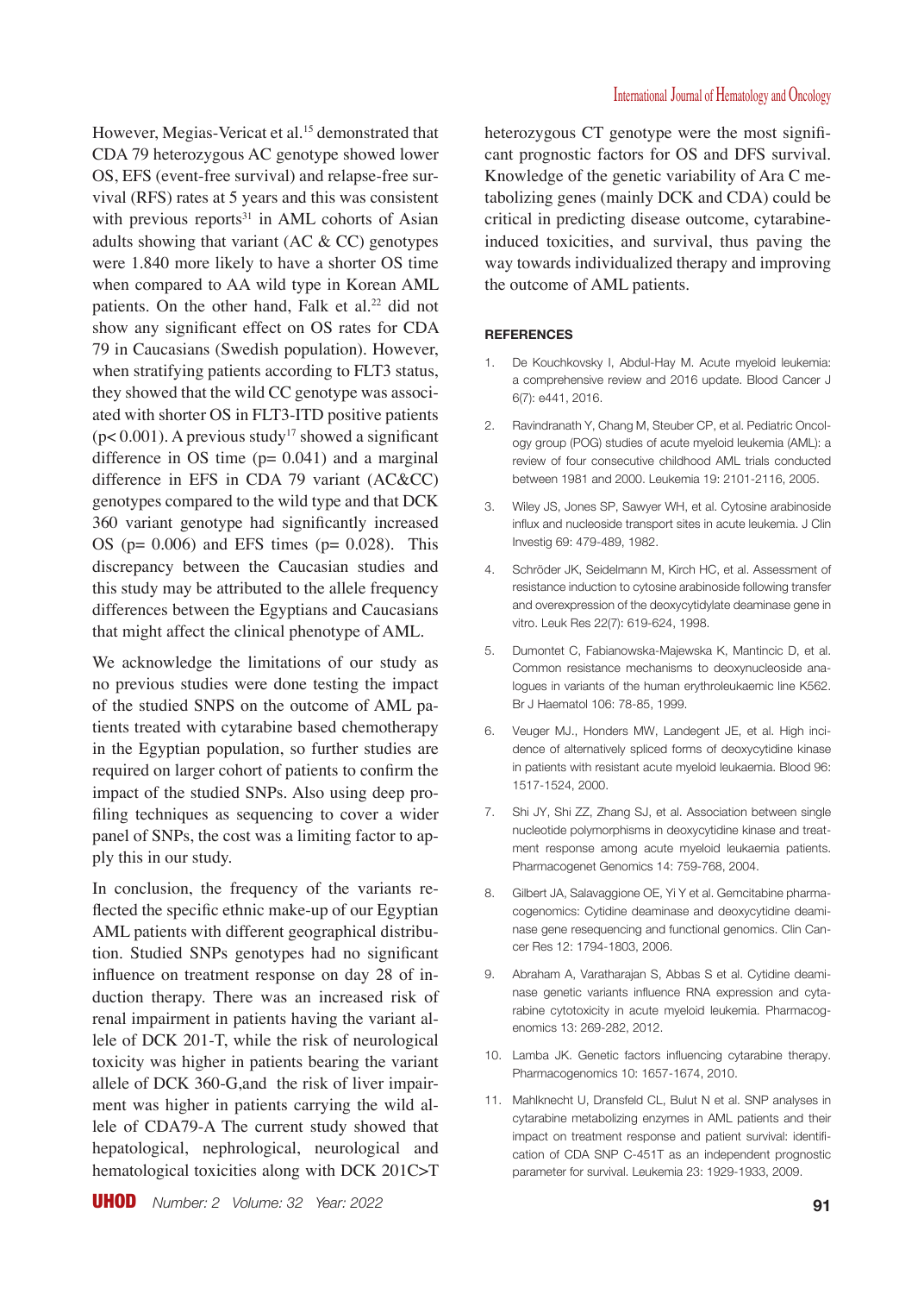However, Megias-Vericat et al.[15] demonstrated that CDA 79 heterozygous AC genotype showed lower OS, EFS (event-free survival) and relapse-free survival (RFS) rates at 5 years and this was consistent with previous reports[31] in AML cohorts of Asian adults showing that variant (AC & CC) genotypes were 1.840 more likely to have a shorter OS time when compared to AA wild type in Korean AML patients. On the other hand, Falk et al.[22] did not show any significant effect on OS rates for CDA 79 in Caucasians (Swedish population). However, when stratifying patients according to FLT3 status, they showed that the wild CC genotype was associated with shorter OS in FLT3-ITD positive patients ($p< 0.001$). A previous study[17] showed a significant difference in OS time ($p= 0.041$) and a marginal difference in EFS in CDA 79 variant (AC&CC) genotypes compared to the wild type and that DCK 360 variant genotype had significantly increased OS ($p= 0.006$) and EFS times ($p= 0.028$). This discrepancy between the Caucasian studies and this study may be attributed to the allele frequency differences between the Egyptians and Caucasians that might affect the clinical phenotype of AML.

We acknowledge the limitations of our study as no previous studies were done testing the impact of the studied SNPS on the outcome of AML patients treated with cytarabine based chemotherapy in the Egyptian population, so further studies are required on larger cohort of patients to confirm the impact of the studied SNPs. Also using deep profiling techniques as sequencing to cover a wider panel of SNPs, the cost was a limiting factor to apply this in our study.

In conclusion, the frequency of the variants reflected the specific ethnic make-up of our Egyptian AML patients with different geographical distribution. Studied SNPs genotypes had no significant influence on treatment response on day 28 of induction therapy. There was an increased risk of renal impairment in patients having the variant allele of DCK 201-T, while the risk of neurological toxicity was higher in patients bearing the variant allele of DCK 360-G,and the risk of liver impairment was higher in patients carrying the wild allele of CDA79-A The current study showed that hepatological, nephrological, neurological and hematological toxicities along with DCK 201C>T heterozygous CT genotype were the most significant prognostic factors for OS and DFS survival. Knowledge of the genetic variability of Ara C metabolizing genes (mainly DCK and CDA) could be critical in predicting disease outcome, cytarabine-induced toxicities, and survival, thus paving the way towards individualized therapy and improving the outcome of AML patients.

## REFERENCES

1. De Kouchkovsky I, Abdul-Hay M. Acute myeloid leukemia: a comprehensive review and 2016 update. Blood Cancer J 6(7): e441, 2016.
2. Ravindranath Y, Chang M, Steuber CP, et al. Pediatric Oncology group (POG) studies of acute myeloid leukemia (AML): a review of four consecutive childhood AML trials conducted between 1981 and 2000. Leukemia 19: 2101-2116, 2005.
3. Wiley JS, Jones SP, Sawyer WH, et al. Cytosine arabinoside influx and nucleoside transport sites in acute leukemia. J Clin Investig 69: 479-489, 1982.
4. Schröder JK, Seidelmann M, Kirch HC, et al. Assessment of resistance induction to cytosine arabinoside following transfer and overexpression of the deoxycytidylate deaminase gene in vitro. Leuk Res 22(7): 619-624, 1998.
5. Dumontet C, Fabianowska-Majewska K, Mantincic D, et al. Common resistance mechanisms to deoxynucleoside analogues in variants of the human erythroleukaemic line K562. Br J Haematol 106: 78-85, 1999.
6. Veuger MJ., Honders MW, Landegent JE, et al. High incidence of alternatively spliced forms of deoxycytidine kinase in patients with resistant acute myeloid leukaemia. Blood 96: 1517-1524, 2000.
7. Shi JY, Shi ZZ, Zhang SJ, et al. Association between single nucleotide polymorphisms in deoxycytidine kinase and treatment response among acute myeloid leukaemia patients. Pharmacogenet Genomics 14: 759-768, 2004.
8. Gilbert JA, Salavaggione OE, Yi Y et al. Gemcitabine pharmacogenomics: Cytidine deaminase and deoxycytidine deaminase gene resequencing and functional genomics. Clin Cancer Res 12: 1794-1803, 2006.
9. Abraham A, Varatharajan S, Abbas S et al. Cytidine deaminase genetic variants influence RNA expression and cytarabine cytotoxicity in acute myeloid leukemia. Pharmacogenomics 13: 269-282, 2012.
10. Lamba JK. Genetic factors influencing cytarabine therapy. Pharmacogenomics 10: 1657-1674, 2010.
11. Mahlknecht U, Dransfeld CL, Bulut N et al. SNP analyses in cytarabine metabolizing enzymes in AML patients and their impact on treatment response and patient survival: identification of CDA SNP C-451T as an independent prognostic parameter for survival. Leukemia 23: 1929-1933, 2009.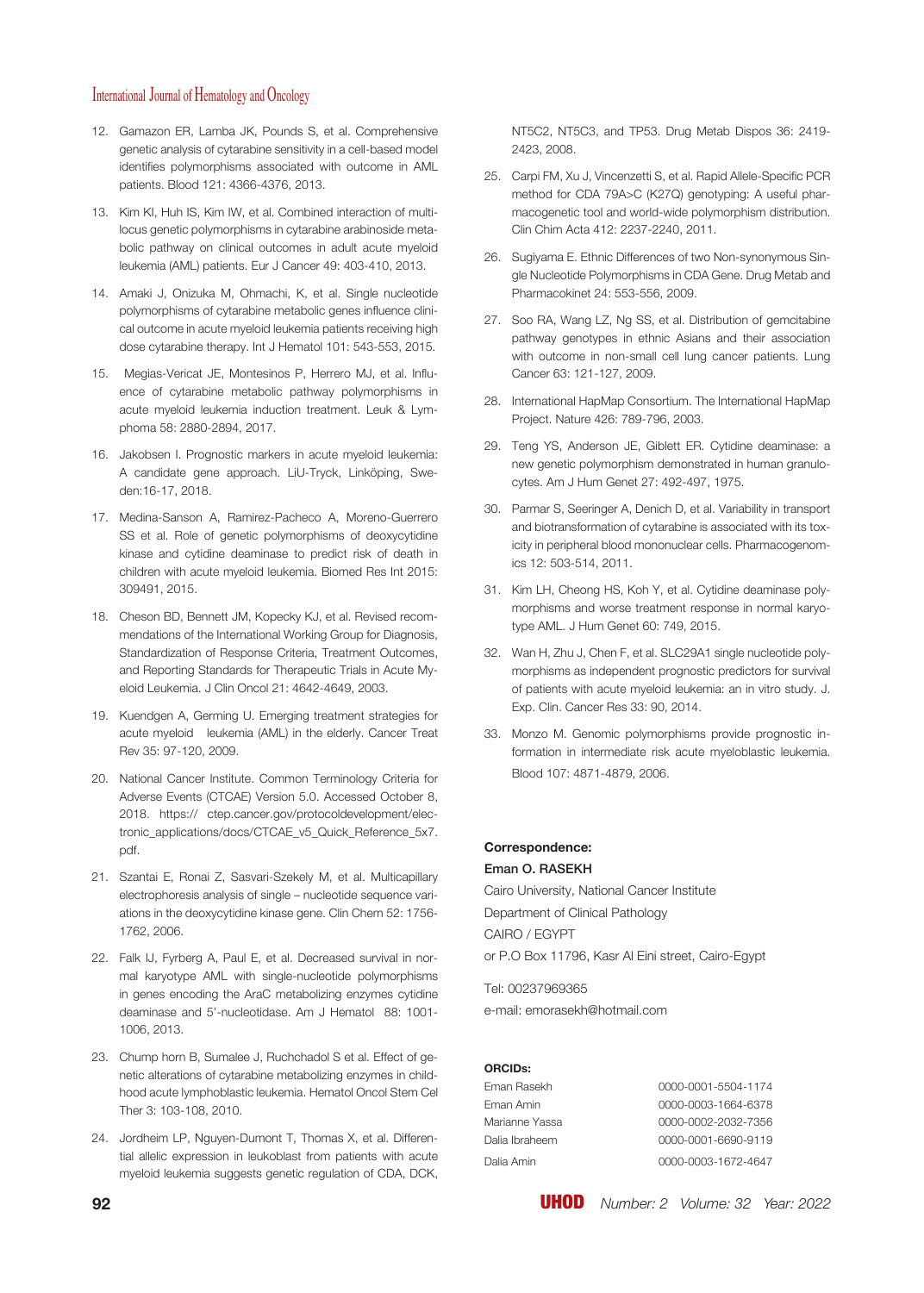12. Gamazon ER, Lamba JK, Pounds S, et al. Comprehensive genetic analysis of cytarabine sensitivity in a cell-based model identifies polymorphisms associated with outcome in AML patients. Blood 121: 4366-4376, 2013.

13. Kim KI, Huh IS, Kim IW, et al. Combined interaction of multi-locus genetic polymorphisms in cytarabine arabinoside metabolic pathway on clinical outcomes in adult acute myeloid leukemia (AML) patients. Eur J Cancer 49: 403-410, 2013.

14. Amaki J, Onizuka M, Ohmachi, K, et al. Single nucleotide polymorphisms of cytarabine metabolic genes influence clinical outcome in acute myeloid leukemia patients receiving high dose cytarabine therapy. Int J Hematol 101: 543-553, 2015.

15. Megias-Vericat JE, Montesinos P, Herrero MJ, et al. Influence of cytarabine metabolic pathway polymorphisms in acute myeloid leukemia induction treatment. Leuk & Lymphoma 58: 2880-2894, 2017.

16. Jakobsen I. Prognostic markers in acute myeloid leukemia: A candidate gene approach. LiU-Tryck, Linköping, Sweden:16-17, 2018.

17. Medina-Sanson A, Ramirez-Pacheco A, Moreno-Guerrero SS et al. Role of genetic polymorphisms of deoxycytidine kinase and cytidine deaminase to predict risk of death in children with acute myeloid leukemia. Biomed Res Int 2015: 309491, 2015.

18. Cheson BD, Bennett JM, Kopecky KJ, et al. Revised recommendations of the International Working Group for Diagnosis, Standardization of Response Criteria, Treatment Outcomes, and Reporting Standards for Therapeutic Trials in Acute Myeloid Leukemia. J Clin Oncol 21: 4642-4649, 2003.

19. Kuendgen A, Germing U. Emerging treatment strategies for acute myeloid leukemia (AML) in the elderly. Cancer Treat Rev 35: 97-120, 2009.

20. National Cancer Institute. Common Terminology Criteria for Adverse Events (CTCAE) Version 5.0. Accessed October 8, 2018. https:// ctep.cancer.gov/protocoldevelopment/electronic_applications/docs/CTCAE_v5_Quick_Reference_5x7.pdf.

21. Szantai E, Ronai Z, Sasvari-Szekely M, et al. Multicapillary electrophoresis analysis of single – nucleotide sequence variations in the deoxycytidine kinase gene. Clin Chem 52: 1756-1762, 2006.

22. Falk IJ, Fyrberg A, Paul E, et al. Decreased survival in normal karyotype AML with single-nucleotide polymorphisms in genes encoding the AraC metabolizing enzymes cytidine deaminase and 5'-nucleotidase. Am J Hematol 88: 1001-1006, 2013.

23. Chump horn B, Sumalee J, Ruchchadol S et al. Effect of genetic alterations of cytarabine metabolizing enzymes in childhood acute lymphoblastic leukemia. Hematol Oncol Stem Cel Ther 3: 103-108, 2010.

24. Jordheim LP, Nguyen-Dumont T, Thomas X, et al. Differential allelic expression in leukoblast from patients with acute myeloid leukemia suggests genetic regulation of CDA, DCK, NT5C2, NT5C3, and TP53. Drug Metab Dispos 36: 2419-2423, 2008.

25. Carpi FM, Xu J, Vincenzetti S, et al. Rapid Allele-Specific PCR method for CDA 79A>C (K27Q) genotyping: A useful pharmacogenetic tool and world-wide polymorphism distribution. Clin Chim Acta 412: 2237-2240, 2011.

26. Sugiyama E. Ethnic Differences of two Non-synonymous Single Nucleotide Polymorphisms in CDA Gene. Drug Metab and Pharmacokinet 24: 553-556, 2009.

27. Soo RA, Wang LZ, Ng SS, et al. Distribution of gemcitabine pathway genotypes in ethnic Asians and their association with outcome in non-small cell lung cancer patients. Lung Cancer 63: 121-127, 2009.

28. International HapMap Consortium. The International HapMap Project. Nature 426: 789-796, 2003.

29. Teng YS, Anderson JE, Giblett ER. Cytidine deaminase: a new genetic polymorphism demonstrated in human granulocytes. Am J Hum Genet 27: 492-497, 1975.

30. Parmar S, Seeringer A, Denich D, et al. Variability in transport and biotransformation of cytarabine is associated with its toxicity in peripheral blood mononuclear cells. Pharmacogenomics 12: 503-514, 2011.

31. Kim LH, Cheong HS, Koh Y, et al. Cytidine deaminase polymorphisms and worse treatment response in normal karyotype AML. J Hum Genet 60: 749, 2015.

32. Wan H, Zhu J, Chen F, et al. SLC29A1 single nucleotide polymorphisms as independent prognostic predictors for survival of patients with acute myeloid leukemia: an in vitro study. J. Exp. Clin. Cancer Res 33: 90, 2014.

33. Monzo M. Genomic polymorphisms provide prognostic information in intermediate risk acute myeloblastic leukemia. Blood 107: 4871-4879, 2006.

**Correspondence:**

**Eman O. RASEKH**

Cairo University, National Cancer Institute
Department of Clinical Pathology
CAIRO / EGYPT
or P.O Box 11796, Kasr Al Eini street, Cairo-Egypt

Tel: 00237969365
e-mail: emorasekh@hotmail.com

**ORCIDs:**

| | |
|---|---|
| Eman Rasekh | 0000-0001-5504-1174 |
| Eman Amin | 0000-0003-1664-6378 |
| Marianne Yassa | 0000-0002-2032-7356 |
| Dalia Ibraheem | 0000-0001-6690-9119 |
| Dalia Amin | 0000-0003-1672-4647 |